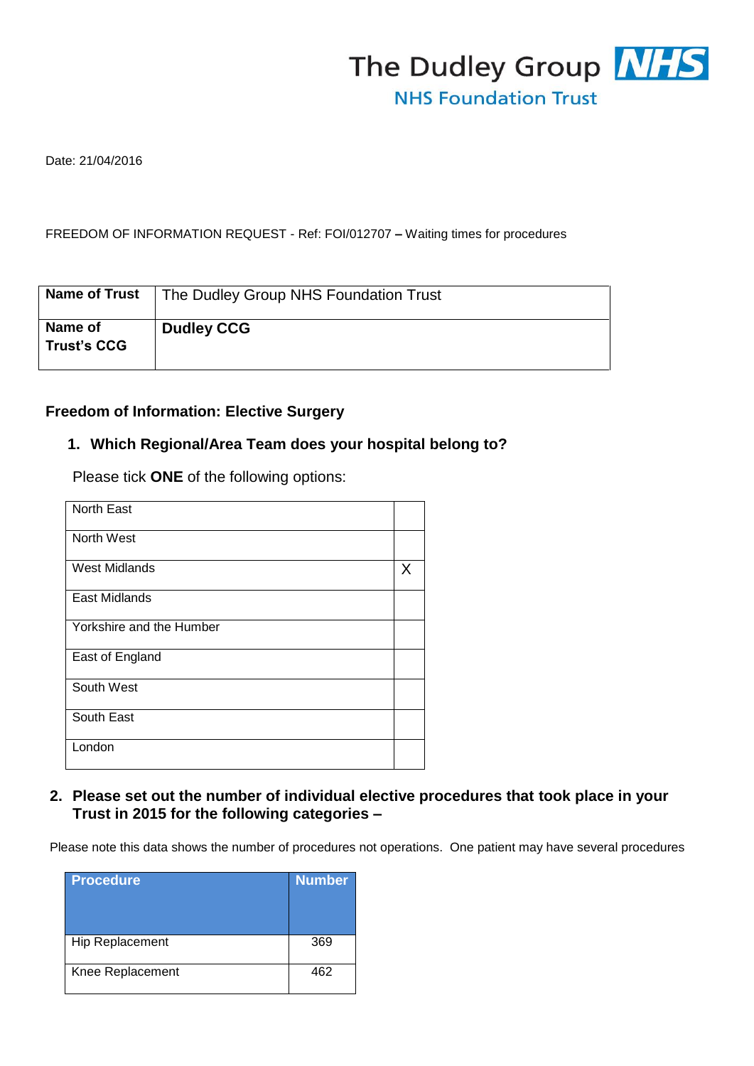The Dudley Group NHS
NHS Foundation Trust

Date: 21/04/2016

FREEDOM OF INFORMATION REQUEST - Ref: FOI/012707 – Waiting times for procedures

| **Name of Trust** | The Dudley Group NHS Foundation Trust |
|---|---|
| **Name of Trust's CCG** | **Dudley CCG** |

**Freedom of Information: Elective Surgery**

1. **Which Regional/Area Team does your hospital belong to?**

Please tick **ONE** of the following options:

| | |
|---|---|
| North East | |
| North West | |
| West Midlands | X |
| East Midlands | |
| Yorkshire and the Humber | |
| East of England | |
| South West | |
| South East | |
| London | |

2. **Please set out the number of individual elective procedures that took place in your Trust in 2015 for the following categories –**

Please note this data shows the number of procedures not operations. One patient may have several procedures

| **Procedure** | **Number** |
|---|---|
| Hip Replacement | 369 |
| Knee Replacement | 462 |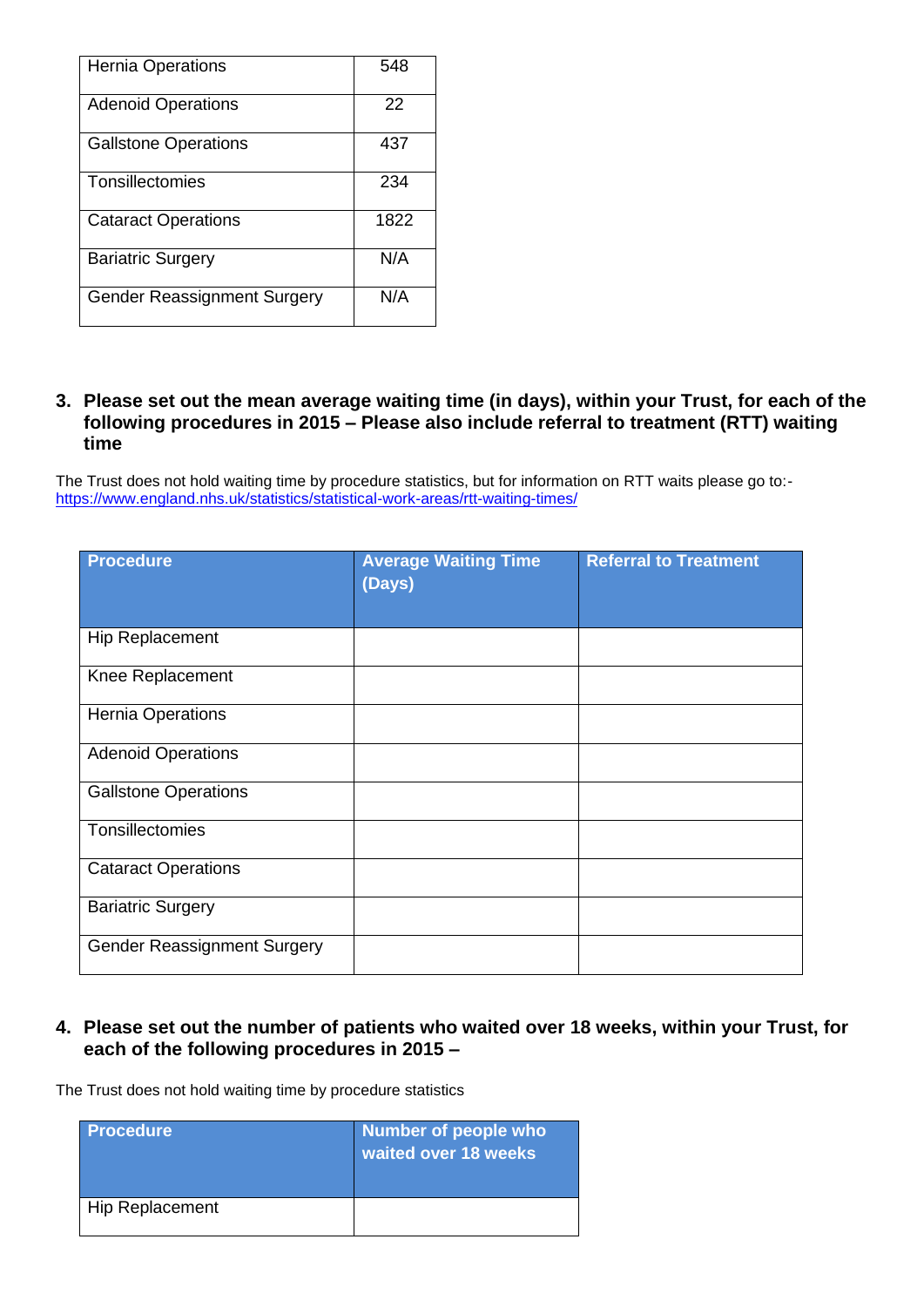| Hernia Operations | 548 |
|---|---|
| Adenoid Operations | 22 |
| Gallstone Operations | 437 |
| Tonsillectomies | 234 |
| Cataract Operations | 1822 |
| Bariatric Surgery | N/A |
| Gender Reassignment Surgery | N/A |

**3. Please set out the mean average waiting time (in days), within your Trust, for each of the following procedures in 2015 – Please also include referral to treatment (RTT) waiting time**

The Trust does not hold waiting time by procedure statistics, but for information on RTT waits please go to:- https://www.england.nhs.uk/statistics/statistical-work-areas/rtt-waiting-times/

| Procedure | Average Waiting Time (Days) | Referral to Treatment |
|---|---|---|
| Hip Replacement | | |
| Knee Replacement | | |
| Hernia Operations | | |
| Adenoid Operations | | |
| Gallstone Operations | | |
| Tonsillectomies | | |
| Cataract Operations | | |
| Bariatric Surgery | | |
| Gender Reassignment Surgery | | |

**4. Please set out the number of patients who waited over 18 weeks, within your Trust, for each of the following procedures in 2015 –**

The Trust does not hold waiting time by procedure statistics

| Procedure | Number of people who waited over 18 weeks |
|---|---|
| Hip Replacement | |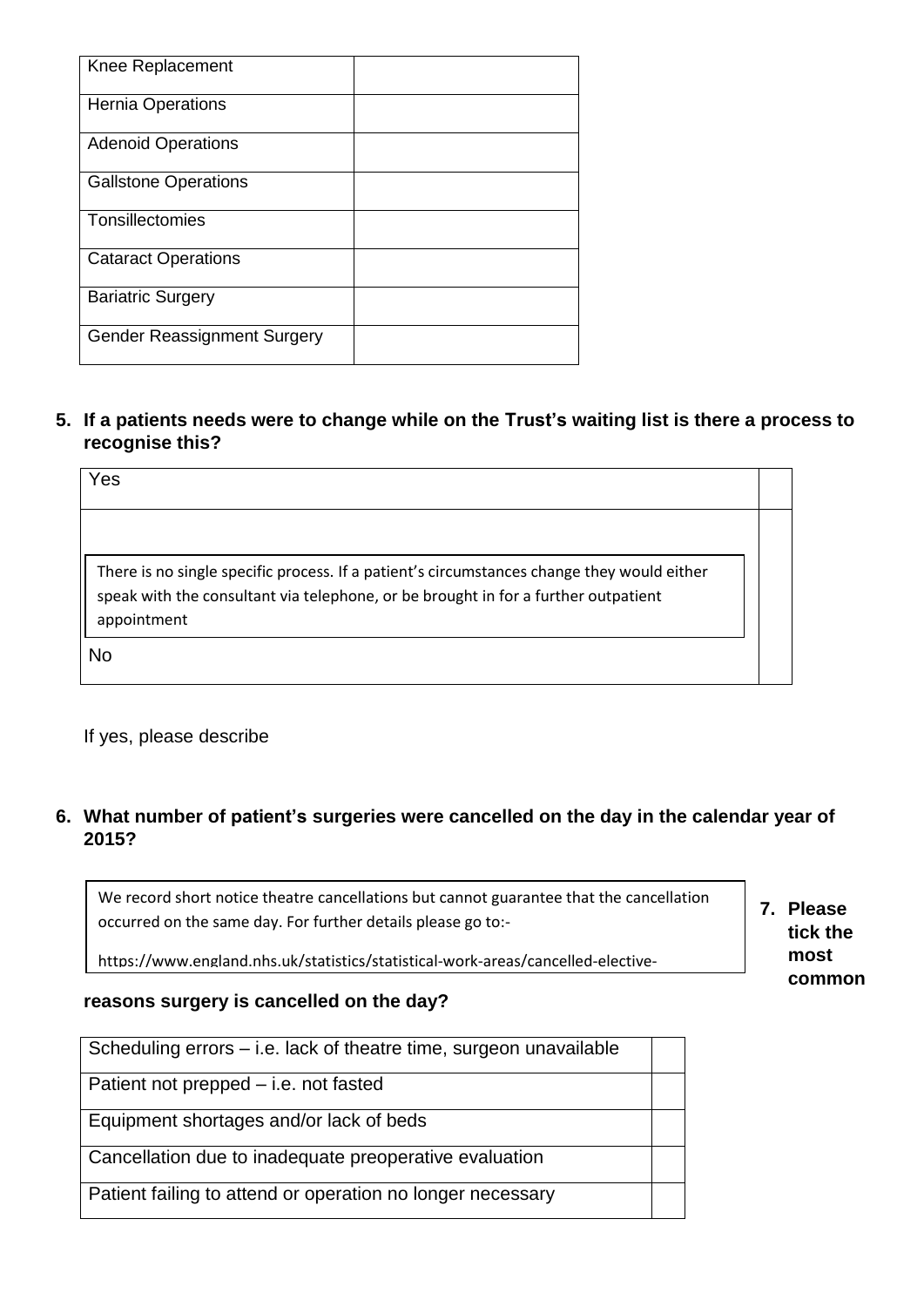| Knee Replacement | |
|---|---|
| Hernia Operations | |
| Adenoid Operations | |
| Gallstone Operations | |
| Tonsillectomies | |
| Cataract Operations | |
| Bariatric Surgery | |
| Gender Reassignment Surgery | |

**5. If a patients needs were to change while on the Trust's waiting list is there a process to recognise this?**

| Yes | |
|---|---|
| There is no single specific process. If a patient's circumstances change they would either speak with the consultant via telephone, or be brought in for a further outpatient appointment<br>No | |

If yes, please describe

**6. What number of patient's surgeries were cancelled on the day in the calendar year of 2015?**

We record short notice theatre cancellations but cannot guarantee that the cancellation occurred on the same day. For further details please go to:-

https://www.england.nhs.uk/statistics/statistical-work-areas/cancelled-elective-

**7. Please tick the most common reasons surgery is cancelled on the day?**

| Scheduling errors – i.e. lack of theatre time, surgeon unavailable | |
|---|---|
| Patient not prepped – i.e. not fasted | |
| Equipment shortages and/or lack of beds | |
| Cancellation due to inadequate preoperative evaluation | |
| Patient failing to attend or operation no longer necessary | |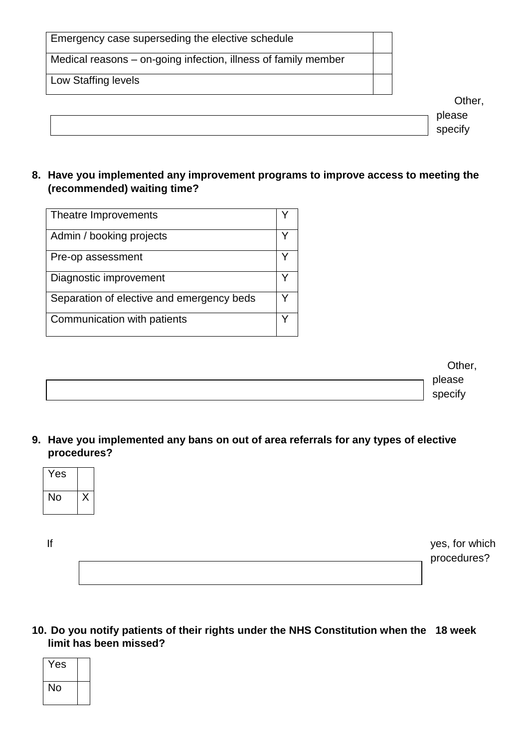| Emergency case superseding the elective schedule | |
|---|---|
| Medical reasons – on-going infection, illness of family member | |
| Low Staffing levels | |

Other, please specify

| |
|---|

**8. Have you implemented any improvement programs to improve access to meeting the (recommended) waiting time?**

| Theatre Improvements | Y |
|---|---|
| Admin / booking projects | Y |
| Pre-op assessment | Y |
| Diagnostic improvement | Y |
| Separation of elective and emergency beds | Y |
| Communication with patients | Y |

Other, please specify

| |
|---|

**9. Have you implemented any bans on out of area referrals for any types of elective procedures?**

| Yes | |
|---|---|
| No | X |

If yes, for which procedures?

| |
|---|

**10. Do you notify patients of their rights under the NHS Constitution when the 18 week limit has been missed?**

| Yes | |
|---|---|
| No | |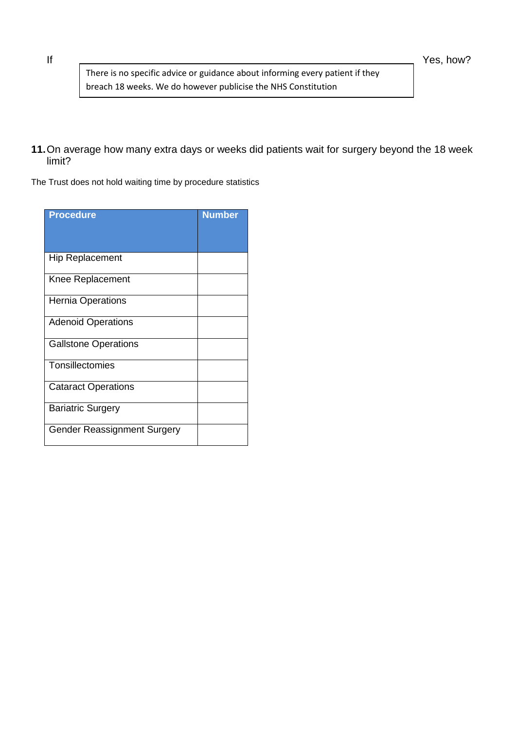If Yes, how?

> There is no specific advice or guidance about informing every patient if they breach 18 weeks. We do however publicise the NHS Constitution

**11.** On average how many extra days or weeks did patients wait for surgery beyond the 18 week limit?

The Trust does not hold waiting time by procedure statistics

| Procedure | Number |
|---|---|
| Hip Replacement | |
| Knee Replacement | |
| Hernia Operations | |
| Adenoid Operations | |
| Gallstone Operations | |
| Tonsillectomies | |
| Cataract Operations | |
| Bariatric Surgery | |
| Gender Reassignment Surgery | |